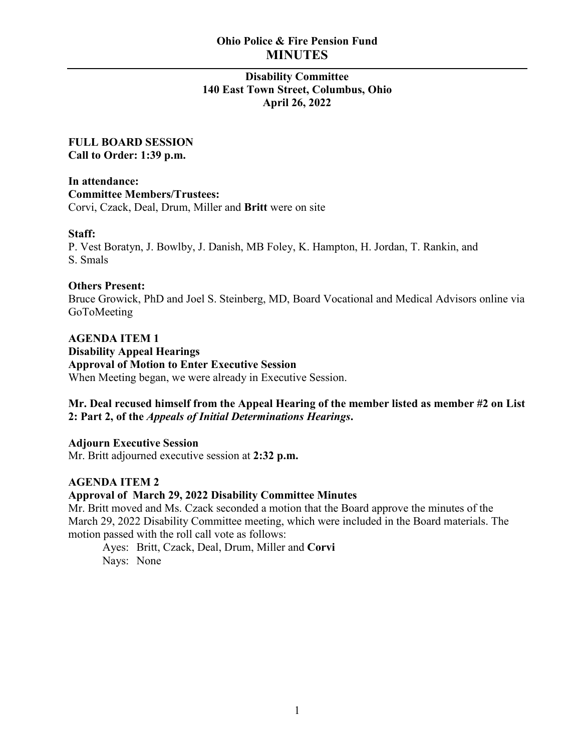# Ohio Police & Fire Pension Fund
# MINUTES

**Disability Committee**
**140 East Town Street, Columbus, Ohio**
**April 26, 2022**

**FULL BOARD SESSION**
**Call to Order: 1:39 p.m.**

**In attendance:**
**Committee Members/Trustees:**
Corvi, Czack, Deal, Drum, Miller and **Britt** were on site

**Staff:**
P. Vest Boratyn, J. Bowlby, J. Danish, MB Foley, K. Hampton, H. Jordan, T. Rankin, and S. Smals

**Others Present:**
Bruce Growick, PhD and Joel S. Steinberg, MD, Board Vocational and Medical Advisors online via GoToMeeting

**AGENDA ITEM 1**
**Disability Appeal Hearings**
**Approval of Motion to Enter Executive Session**
When Meeting began, we were already in Executive Session.

**Mr. Deal recused himself from the Appeal Hearing of the member listed as member #2 on List 2: Part 2, of the *Appeals of Initial Determinations Hearings*.**

**Adjourn Executive Session**
Mr. Britt adjourned executive session at **2:32 p.m.**

**AGENDA ITEM 2**
**Approval of March 29, 2022 Disability Committee Minutes**
Mr. Britt moved and Ms. Czack seconded a motion that the Board approve the minutes of the March 29, 2022 Disability Committee meeting, which were included in the Board materials. The motion passed with the roll call vote as follows:

Ayes: Britt, Czack, Deal, Drum, Miller and **Corvi**
Nays: None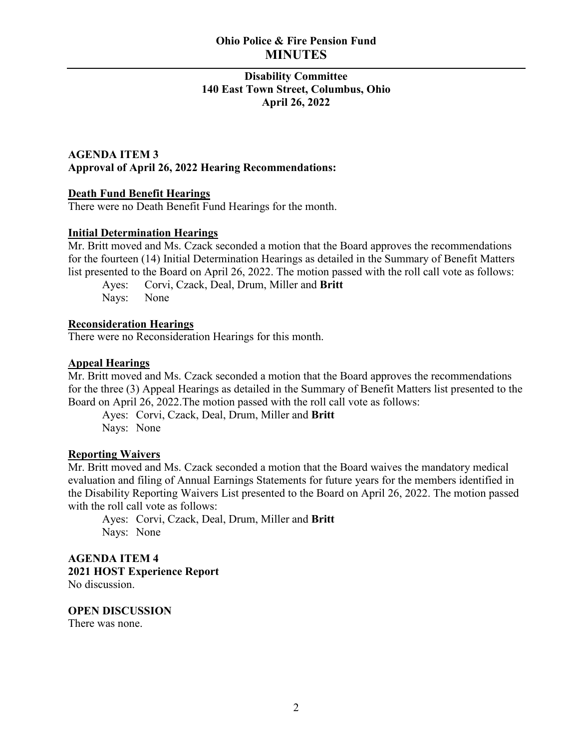# Ohio Police & Fire Pension Fund
# MINUTES

### Disability Committee
### 140 East Town Street, Columbus, Ohio
### April 26, 2022

**AGENDA ITEM 3**
**Approval of April 26, 2022 Hearing Recommendations:**

**Death Fund Benefit Hearings**
There were no Death Benefit Fund Hearings for the month.

**Initial Determination Hearings**
Mr. Britt moved and Ms. Czack seconded a motion that the Board approves the recommendations for the fourteen (14) Initial Determination Hearings as detailed in the Summary of Benefit Matters list presented to the Board on April 26, 2022. The motion passed with the roll call vote as follows:

Ayes: Corvi, Czack, Deal, Drum, Miller and **Britt**
Nays: None

**Reconsideration Hearings**
There were no Reconsideration Hearings for this month.

**Appeal Hearings**
Mr. Britt moved and Ms. Czack seconded a motion that the Board approves the recommendations for the three (3) Appeal Hearings as detailed in the Summary of Benefit Matters list presented to the Board on April 26, 2022.The motion passed with the roll call vote as follows:

Ayes: Corvi, Czack, Deal, Drum, Miller and **Britt**
Nays: None

**Reporting Waivers**
Mr. Britt moved and Ms. Czack seconded a motion that the Board waives the mandatory medical evaluation and filing of Annual Earnings Statements for future years for the members identified in the Disability Reporting Waivers List presented to the Board on April 26, 2022. The motion passed with the roll call vote as follows:

Ayes: Corvi, Czack, Deal, Drum, Miller and **Britt**
Nays: None

**AGENDA ITEM 4**
**2021 HOST Experience Report**
No discussion.

**OPEN DISCUSSION**
There was none.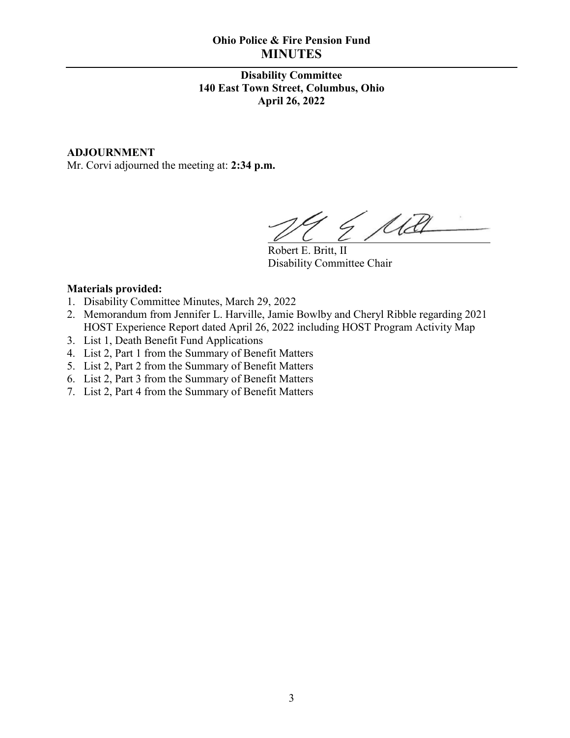**Ohio Police & Fire Pension Fund**
**MINUTES**

---

**Disability Committee**
**140 East Town Street, Columbus, Ohio**
**April 26, 2022**

**ADJOURNMENT**

Mr. Corvi adjourned the meeting at: **2:34 p.m.**

Robert E. Britt, II
Disability Committee Chair

**Materials provided:**

1. Disability Committee Minutes, March 29, 2022
2. Memorandum from Jennifer L. Harville, Jamie Bowlby and Cheryl Ribble regarding 2021 HOST Experience Report dated April 26, 2022 including HOST Program Activity Map
3. List 1, Death Benefit Fund Applications
4. List 2, Part 1 from the Summary of Benefit Matters
5. List 2, Part 2 from the Summary of Benefit Matters
6. List 2, Part 3 from the Summary of Benefit Matters
7. List 2, Part 4 from the Summary of Benefit Matters